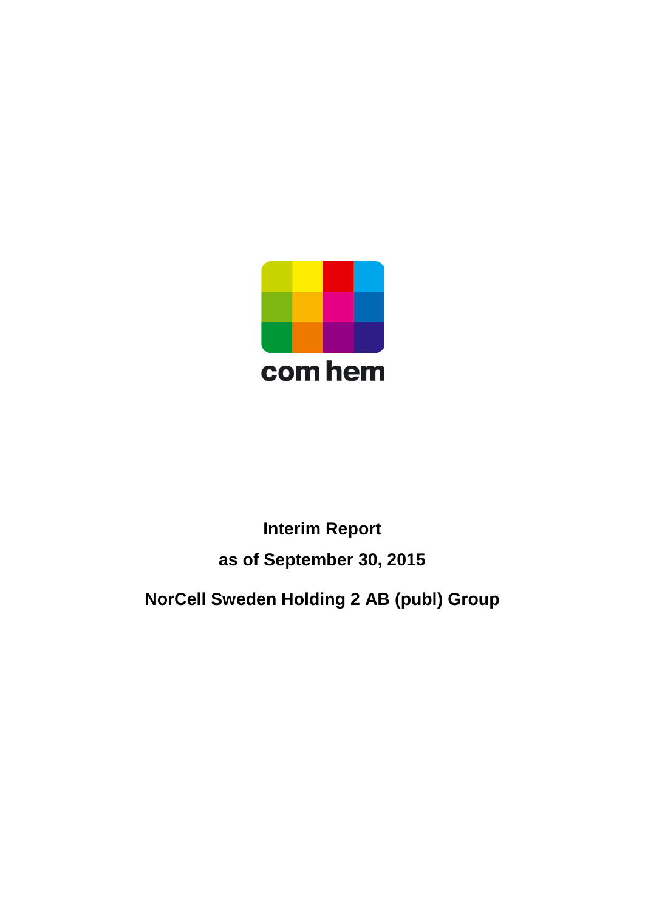com hem

# Interim Report

## as of September 30, 2015

## NorCell Sweden Holding 2 AB (publ) Group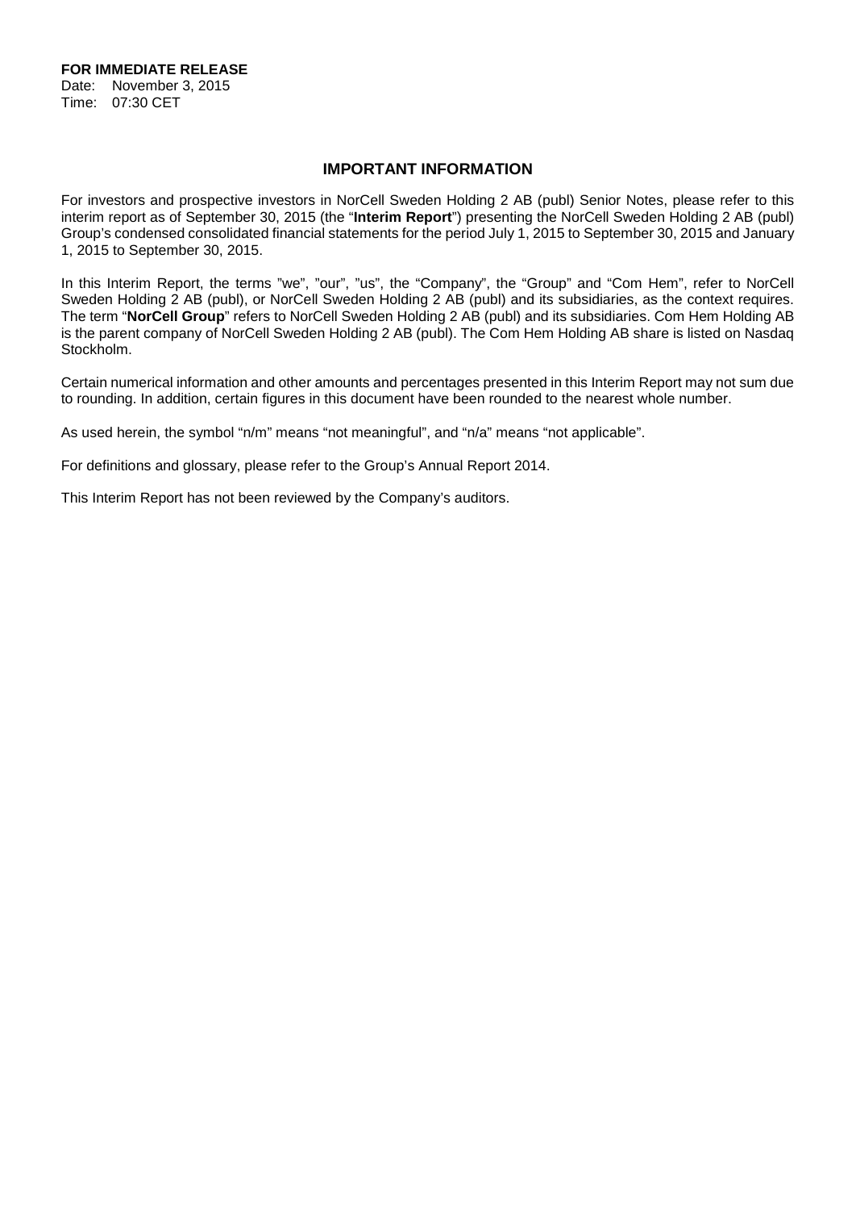**FOR IMMEDIATE RELEASE**
Date: November 3, 2015
Time: 07:30 CET

## IMPORTANT INFORMATION

For investors and prospective investors in NorCell Sweden Holding 2 AB (publ) Senior Notes, please refer to this interim report as of September 30, 2015 (the "**Interim Report**") presenting the NorCell Sweden Holding 2 AB (publ) Group's condensed consolidated financial statements for the period July 1, 2015 to September 30, 2015 and January 1, 2015 to September 30, 2015.

In this Interim Report, the terms "we", "our", "us", the "Company", the "Group" and "Com Hem", refer to NorCell Sweden Holding 2 AB (publ), or NorCell Sweden Holding 2 AB (publ) and its subsidiaries, as the context requires. The term "**NorCell Group**" refers to NorCell Sweden Holding 2 AB (publ) and its subsidiaries. Com Hem Holding AB is the parent company of NorCell Sweden Holding 2 AB (publ). The Com Hem Holding AB share is listed on Nasdaq Stockholm.

Certain numerical information and other amounts and percentages presented in this Interim Report may not sum due to rounding. In addition, certain figures in this document have been rounded to the nearest whole number.

As used herein, the symbol "n/m" means "not meaningful", and "n/a" means "not applicable".

For definitions and glossary, please refer to the Group's Annual Report 2014.

This Interim Report has not been reviewed by the Company's auditors.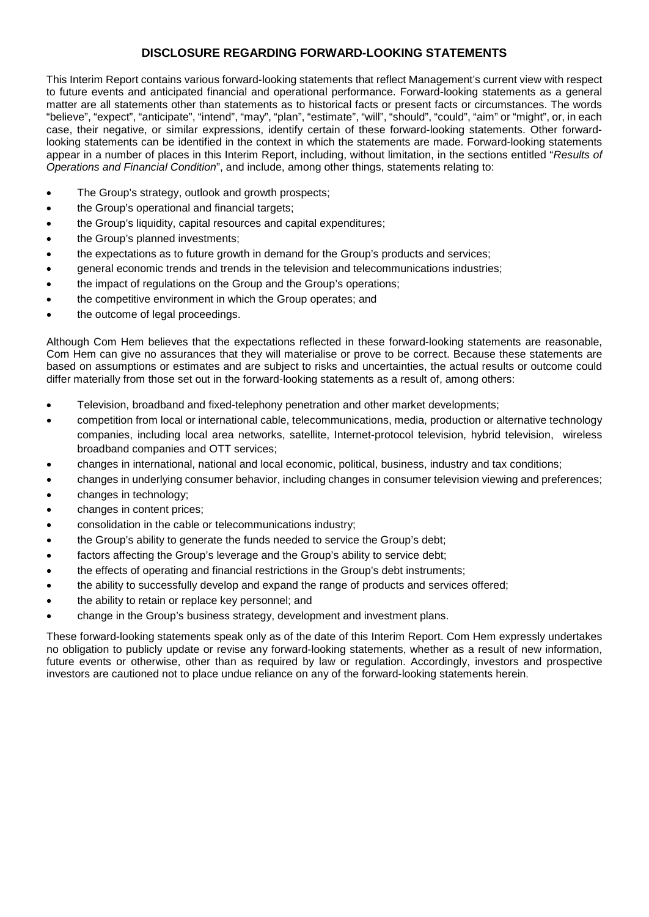## DISCLOSURE REGARDING FORWARD-LOOKING STATEMENTS

This Interim Report contains various forward-looking statements that reflect Management's current view with respect to future events and anticipated financial and operational performance. Forward-looking statements as a general matter are all statements other than statements as to historical facts or present facts or circumstances. The words "believe", "expect", "anticipate", "intend", "may", "plan", "estimate", "will", "should", "could", "aim" or "might", or, in each case, their negative, or similar expressions, identify certain of these forward-looking statements. Other forward-looking statements can be identified in the context in which the statements are made. Forward-looking statements appear in a number of places in this Interim Report, including, without limitation, in the sections entitled "*Results of Operations and Financial Condition*", and include, among other things, statements relating to:

- The Group's strategy, outlook and growth prospects;
- the Group's operational and financial targets;
- the Group's liquidity, capital resources and capital expenditures;
- the Group's planned investments;
- the expectations as to future growth in demand for the Group's products and services;
- general economic trends and trends in the television and telecommunications industries;
- the impact of regulations on the Group and the Group's operations;
- the competitive environment in which the Group operates; and
- the outcome of legal proceedings.

Although Com Hem believes that the expectations reflected in these forward-looking statements are reasonable, Com Hem can give no assurances that they will materialise or prove to be correct. Because these statements are based on assumptions or estimates and are subject to risks and uncertainties, the actual results or outcome could differ materially from those set out in the forward-looking statements as a result of, among others:

- Television, broadband and fixed-telephony penetration and other market developments;
- competition from local or international cable, telecommunications, media, production or alternative technology companies, including local area networks, satellite, Internet-protocol television, hybrid television, wireless broadband companies and OTT services;
- changes in international, national and local economic, political, business, industry and tax conditions;
- changes in underlying consumer behavior, including changes in consumer television viewing and preferences;
- changes in technology;
- changes in content prices;
- consolidation in the cable or telecommunications industry;
- the Group's ability to generate the funds needed to service the Group's debt;
- factors affecting the Group's leverage and the Group's ability to service debt;
- the effects of operating and financial restrictions in the Group's debt instruments;
- the ability to successfully develop and expand the range of products and services offered;
- the ability to retain or replace key personnel; and
- change in the Group's business strategy, development and investment plans.

These forward-looking statements speak only as of the date of this Interim Report. Com Hem expressly undertakes no obligation to publicly update or revise any forward-looking statements, whether as a result of new information, future events or otherwise, other than as required by law or regulation. Accordingly, investors and prospective investors are cautioned not to place undue reliance on any of the forward-looking statements herein.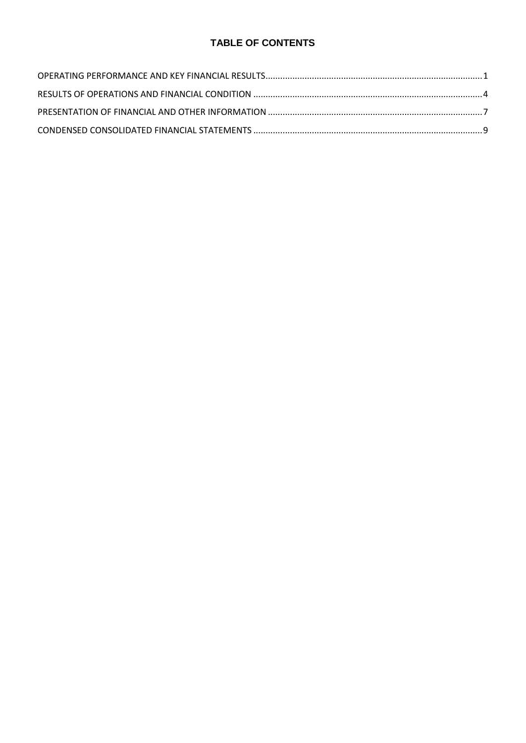# TABLE OF CONTENTS

OPERATING PERFORMANCE AND KEY FINANCIAL RESULTS........................................................................................1

RESULTS OF OPERATIONS AND FINANCIAL CONDITION .............................................................................................4

PRESENTATION OF FINANCIAL AND OTHER INFORMATION .......................................................................................7

CONDENSED CONSOLIDATED FINANCIAL STATEMENTS .............................................................................................9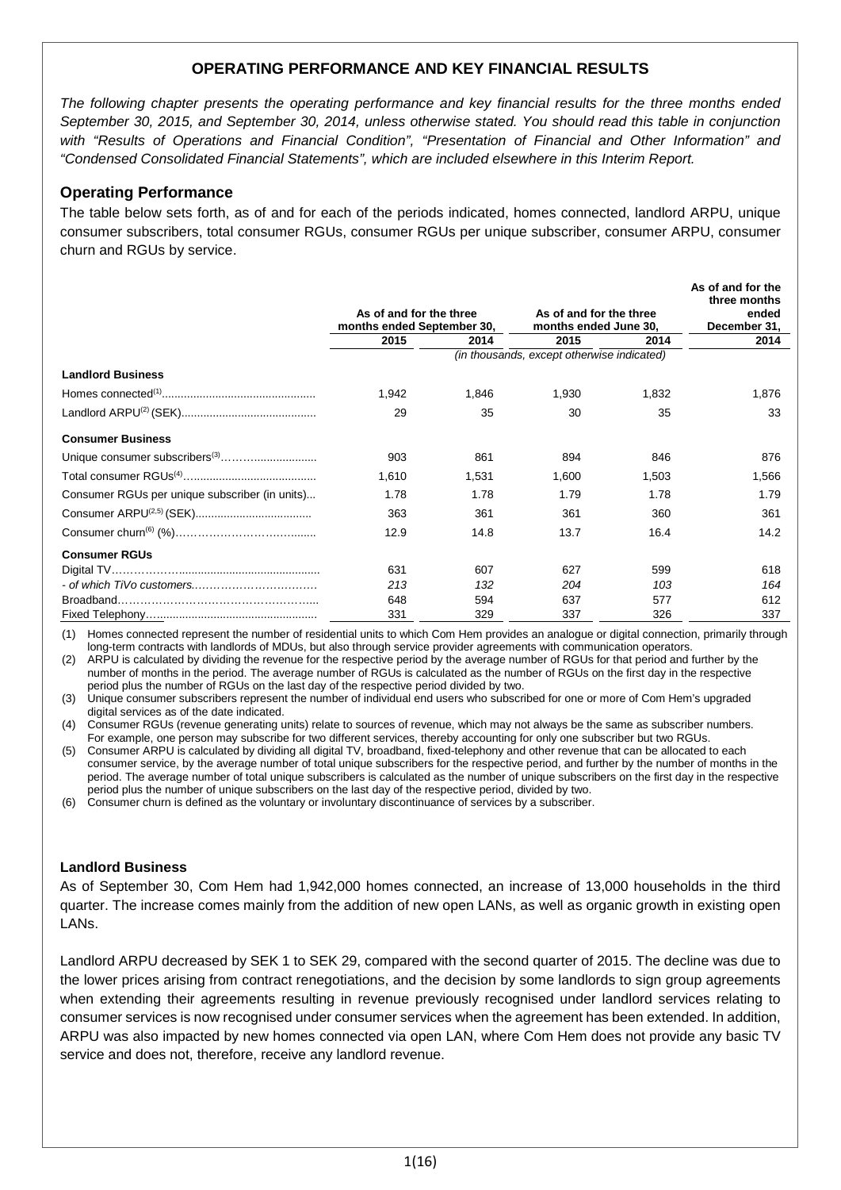## OPERATING PERFORMANCE AND KEY FINANCIAL RESULTS

*The following chapter presents the operating performance and key financial results for the three months ended September 30, 2015, and September 30, 2014, unless otherwise stated. You should read this table in conjunction with "Results of Operations and Financial Condition", "Presentation of Financial and Other Information" and "Condensed Consolidated Financial Statements", which are included elsewhere in this Interim Report.*

### Operating Performance

The table below sets forth, as of and for each of the periods indicated, homes connected, landlord ARPU, unique consumer subscribers, total consumer RGUs, consumer RGUs per unique subscriber, consumer ARPU, consumer churn and RGUs by service.

| | As of and for the three months ended September 30, | | As of and for the three months ended June 30, | | As of and for the three months ended December 31, |
|---|---|---|---|---|---|
| | 2015 | 2014 | 2015 | 2014 | 2014 |
| | *(in thousands, except otherwise indicated)* | | | | |
| **Landlord Business** | | | | | |
| Homes connected[1] | 1,942 | 1,846 | 1,930 | 1,832 | 1,876 |
| Landlord ARPU[2] (SEK) | 29 | 35 | 30 | 35 | 33 |
| **Consumer Business** | | | | | |
| Unique consumer subscribers[3] | 903 | 861 | 894 | 846 | 876 |
| Total consumer RGUs[4] | 1,610 | 1,531 | 1,600 | 1,503 | 1,566 |
| Consumer RGUs per unique subscriber (in units) | 1.78 | 1.78 | 1.79 | 1.78 | 1.79 |
| Consumer ARPU[2,5] (SEK) | 363 | 361 | 361 | 360 | 361 |
| Consumer churn[6] (%) | 12.9 | 14.8 | 13.7 | 16.4 | 14.2 |
| **Consumer RGUs** | | | | | |
| Digital TV | 631 | 607 | 627 | 599 | 618 |
| *- of which TiVo customers* | *213* | *132* | *204* | *103* | *164* |
| Broadband | 648 | 594 | 637 | 577 | 612 |
| Fixed Telephony | 331 | 329 | 337 | 326 | 337 |

(1) Homes connected represent the number of residential units to which Com Hem provides an analogue or digital connection, primarily through long-term contracts with landlords of MDUs, but also through service provider agreements with communication operators.

(2) ARPU is calculated by dividing the revenue for the respective period by the average number of RGUs for that period and further by the number of months in the period. The average number of RGUs is calculated as the number of RGUs on the first day in the respective period plus the number of RGUs on the last day of the respective period divided by two.

(3) Unique consumer subscribers represent the number of individual end users who subscribed for one or more of Com Hem's upgraded digital services as of the date indicated.

(4) Consumer RGUs (revenue generating units) relate to sources of revenue, which may not always be the same as subscriber numbers. For example, one person may subscribe for two different services, thereby accounting for only one subscriber but two RGUs.

(5) Consumer ARPU is calculated by dividing all digital TV, broadband, fixed-telephony and other revenue that can be allocated to each consumer service, by the average number of total unique subscribers for the respective period, and further by the number of months in the period. The average number of total unique subscribers is calculated as the number of unique subscribers on the first day in the respective period plus the number of unique subscribers on the last day of the respective period, divided by two.

(6) Consumer churn is defined as the voluntary or involuntary discontinuance of services by a subscriber.

#### Landlord Business

As of September 30, Com Hem had 1,942,000 homes connected, an increase of 13,000 households in the third quarter. The increase comes mainly from the addition of new open LANs, as well as organic growth in existing open LANs.

Landlord ARPU decreased by SEK 1 to SEK 29, compared with the second quarter of 2015. The decline was due to the lower prices arising from contract renegotiations, and the decision by some landlords to sign group agreements when extending their agreements resulting in revenue previously recognised under landlord services relating to consumer services is now recognised under consumer services when the agreement has been extended. In addition, ARPU was also impacted by new homes connected via open LAN, where Com Hem does not provide any basic TV service and does not, therefore, receive any landlord revenue.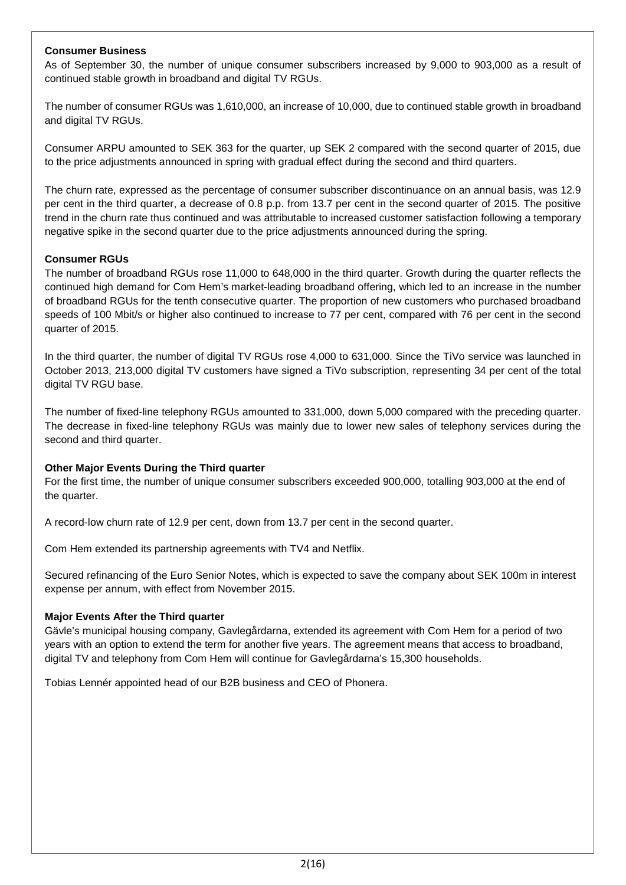**Consumer Business**

As of September 30, the number of unique consumer subscribers increased by 9,000 to 903,000 as a result of continued stable growth in broadband and digital TV RGUs.

The number of consumer RGUs was 1,610,000, an increase of 10,000, due to continued stable growth in broadband and digital TV RGUs.

Consumer ARPU amounted to SEK 363 for the quarter, up SEK 2 compared with the second quarter of 2015, due to the price adjustments announced in spring with gradual effect during the second and third quarters.

The churn rate, expressed as the percentage of consumer subscriber discontinuance on an annual basis, was 12.9 per cent in the third quarter, a decrease of 0.8 p.p. from 13.7 per cent in the second quarter of 2015. The positive trend in the churn rate thus continued and was attributable to increased customer satisfaction following a temporary negative spike in the second quarter due to the price adjustments announced during the spring.

**Consumer RGUs**

The number of broadband RGUs rose 11,000 to 648,000 in the third quarter. Growth during the quarter reflects the continued high demand for Com Hem's market-leading broadband offering, which led to an increase in the number of broadband RGUs for the tenth consecutive quarter. The proportion of new customers who purchased broadband speeds of 100 Mbit/s or higher also continued to increase to 77 per cent, compared with 76 per cent in the second quarter of 2015.

In the third quarter, the number of digital TV RGUs rose 4,000 to 631,000. Since the TiVo service was launched in October 2013, 213,000 digital TV customers have signed a TiVo subscription, representing 34 per cent of the total digital TV RGU base.

The number of fixed-line telephony RGUs amounted to 331,000, down 5,000 compared with the preceding quarter. The decrease in fixed-line telephony RGUs was mainly due to lower new sales of telephony services during the second and third quarter.

**Other Major Events During the Third quarter**

For the first time, the number of unique consumer subscribers exceeded 900,000, totalling 903,000 at the end of the quarter.

A record-low churn rate of 12.9 per cent, down from 13.7 per cent in the second quarter.

Com Hem extended its partnership agreements with TV4 and Netflix.

Secured refinancing of the Euro Senior Notes, which is expected to save the company about SEK 100m in interest expense per annum, with effect from November 2015.

**Major Events After the Third quarter**

Gävle's municipal housing company, Gavlegårdarna, extended its agreement with Com Hem for a period of two years with an option to extend the term for another five years. The agreement means that access to broadband, digital TV and telephony from Com Hem will continue for Gavlegårdarna's 15,300 households.

Tobias Lennér appointed head of our B2B business and CEO of Phonera.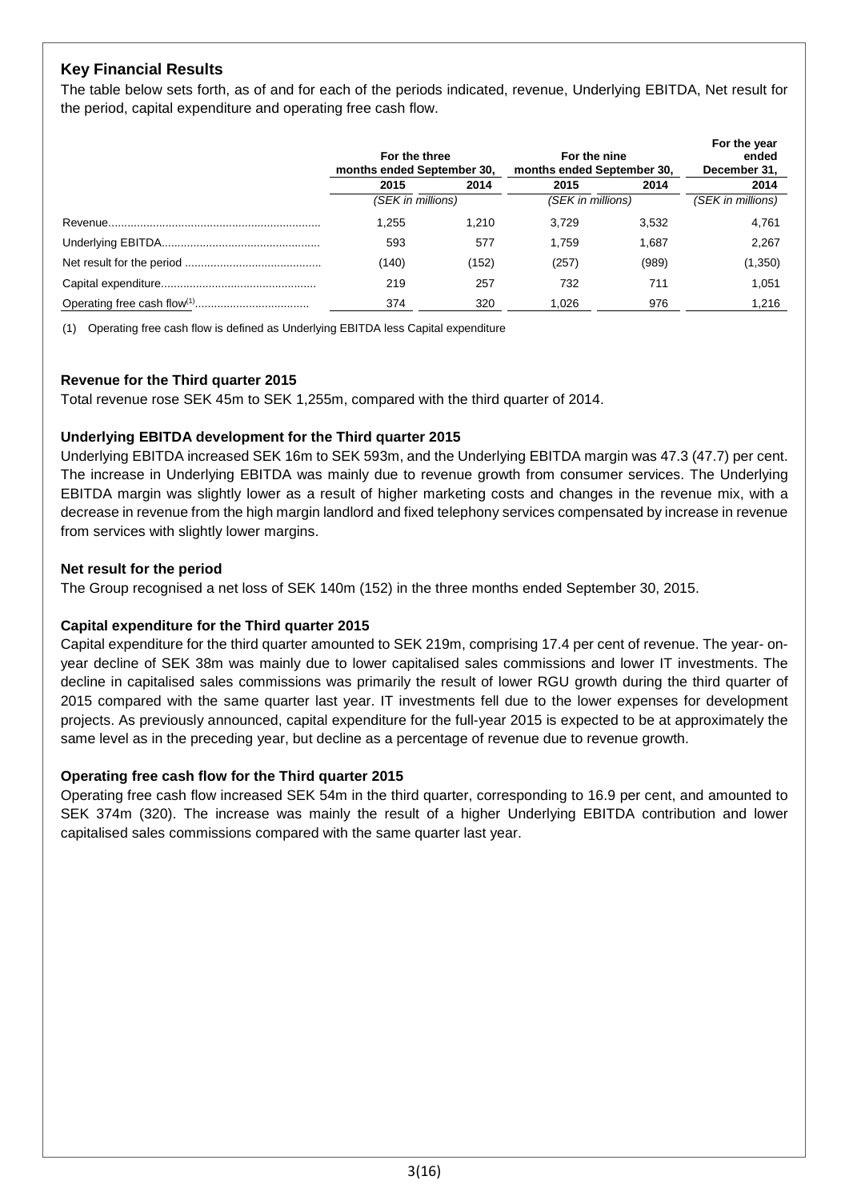## Key Financial Results

The table below sets forth, as of and for each of the periods indicated, revenue, Underlying EBITDA, Net result for the period, capital expenditure and operating free cash flow.

| | For the three months ended September 30, | | For the nine months ended September 30, | | For the year ended December 31, |
|---|---|---|---|---|---|
| | 2015 | 2014 | 2015 | 2014 | 2014 |
| | (SEK in millions) | | (SEK in millions) | | (SEK in millions) |
| Revenue | 1,255 | 1,210 | 3,729 | 3,532 | 4,761 |
| Underlying EBITDA | 593 | 577 | 1,759 | 1,687 | 2,267 |
| Net result for the period | (140) | (152) | (257) | (989) | (1,350) |
| Capital expenditure | 219 | 257 | 732 | 711 | 1,051 |
| Operating free cash flow[(1)] | 374 | 320 | 1,026 | 976 | 1,216 |

(1) Operating free cash flow is defined as Underlying EBITDA less Capital expenditure

**Revenue for the Third quarter 2015**

Total revenue rose SEK 45m to SEK 1,255m, compared with the third quarter of 2014.

**Underlying EBITDA development for the Third quarter 2015**

Underlying EBITDA increased SEK 16m to SEK 593m, and the Underlying EBITDA margin was 47.3 (47.7) per cent. The increase in Underlying EBITDA was mainly due to revenue growth from consumer services. The Underlying EBITDA margin was slightly lower as a result of higher marketing costs and changes in the revenue mix, with a decrease in revenue from the high margin landlord and fixed telephony services compensated by increase in revenue from services with slightly lower margins.

**Net result for the period**

The Group recognised a net loss of SEK 140m (152) in the three months ended September 30, 2015.

**Capital expenditure for the Third quarter 2015**

Capital expenditure for the third quarter amounted to SEK 219m, comprising 17.4 per cent of revenue. The year- on-year decline of SEK 38m was mainly due to lower capitalised sales commissions and lower IT investments. The decline in capitalised sales commissions was primarily the result of lower RGU growth during the third quarter of 2015 compared with the same quarter last year. IT investments fell due to the lower expenses for development projects. As previously announced, capital expenditure for the full-year 2015 is expected to be at approximately the same level as in the preceding year, but decline as a percentage of revenue due to revenue growth.

**Operating free cash flow for the Third quarter 2015**

Operating free cash flow increased SEK 54m in the third quarter, corresponding to 16.9 per cent, and amounted to SEK 374m (320). The increase was mainly the result of a higher Underlying EBITDA contribution and lower capitalised sales commissions compared with the same quarter last year.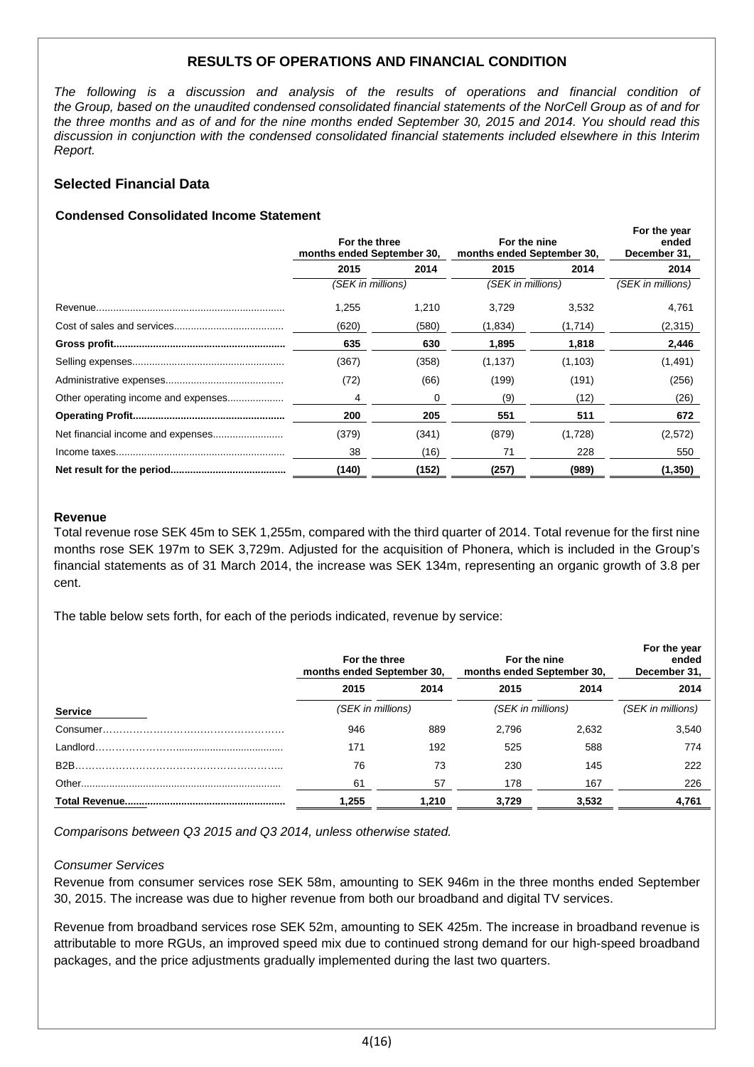## RESULTS OF OPERATIONS AND FINANCIAL CONDITION

*The following is a discussion and analysis of the results of operations and financial condition of the Group, based on the unaudited condensed consolidated financial statements of the NorCell Group as of and for the three months and as of and for the nine months ended September 30, 2015 and 2014. You should read this discussion in conjunction with the condensed consolidated financial statements included elsewhere in this Interim Report.*

### Selected Financial Data

#### Condensed Consolidated Income Statement

| | For the three months ended September 30, | | For the nine months ended September 30, | | For the year ended December 31, |
|---|---|---|---|---|---|
| | 2015 | 2014 | 2015 | 2014 | 2014 |
| | (SEK in millions) | | (SEK in millions) | | (SEK in millions) |
| Revenue | 1,255 | 1,210 | 3,729 | 3,532 | 4,761 |
| Cost of sales and services | (620) | (580) | (1,834) | (1,714) | (2,315) |
| **Gross profit** | **635** | **630** | **1,895** | **1,818** | **2,446** |
| Selling expenses | (367) | (358) | (1,137) | (1,103) | (1,491) |
| Administrative expenses | (72) | (66) | (199) | (191) | (256) |
| Other operating income and expenses | 4 | 0 | (9) | (12) | (26) |
| **Operating Profit** | **200** | **205** | **551** | **511** | **672** |
| Net financial income and expenses | (379) | (341) | (879) | (1,728) | (2,572) |
| Income taxes | 38 | (16) | 71 | 228 | 550 |
| **Net result for the period** | **(140)** | **(152)** | **(257)** | **(989)** | **(1,350)** |

#### Revenue

Total revenue rose SEK 45m to SEK 1,255m, compared with the third quarter of 2014. Total revenue for the first nine months rose SEK 197m to SEK 3,729m. Adjusted for the acquisition of Phonera, which is included in the Group's financial statements as of 31 March 2014, the increase was SEK 134m, representing an organic growth of 3.8 per cent.

The table below sets forth, for each of the periods indicated, revenue by service:

| | For the three months ended September 30, | | For the nine months ended September 30, | | For the year ended December 31, |
|---|---|---|---|---|---|
| | 2015 | 2014 | 2015 | 2014 | 2014 |
| **Service** | (SEK in millions) | | (SEK in millions) | | (SEK in millions) |
| Consumer | 946 | 889 | 2,796 | 2,632 | 3,540 |
| Landlord | 171 | 192 | 525 | 588 | 774 |
| B2B | 76 | 73 | 230 | 145 | 222 |
| Other | 61 | 57 | 178 | 167 | 226 |
| **Total Revenue** | **1,255** | **1,210** | **3,729** | **3,532** | **4,761** |

*Comparisons between Q3 2015 and Q3 2014, unless otherwise stated.*

*Consumer Services*

Revenue from consumer services rose SEK 58m, amounting to SEK 946m in the three months ended September 30, 2015. The increase was due to higher revenue from both our broadband and digital TV services.

Revenue from broadband services rose SEK 52m, amounting to SEK 425m. The increase in broadband revenue is attributable to more RGUs, an improved speed mix due to continued strong demand for our high-speed broadband packages, and the price adjustments gradually implemented during the last two quarters.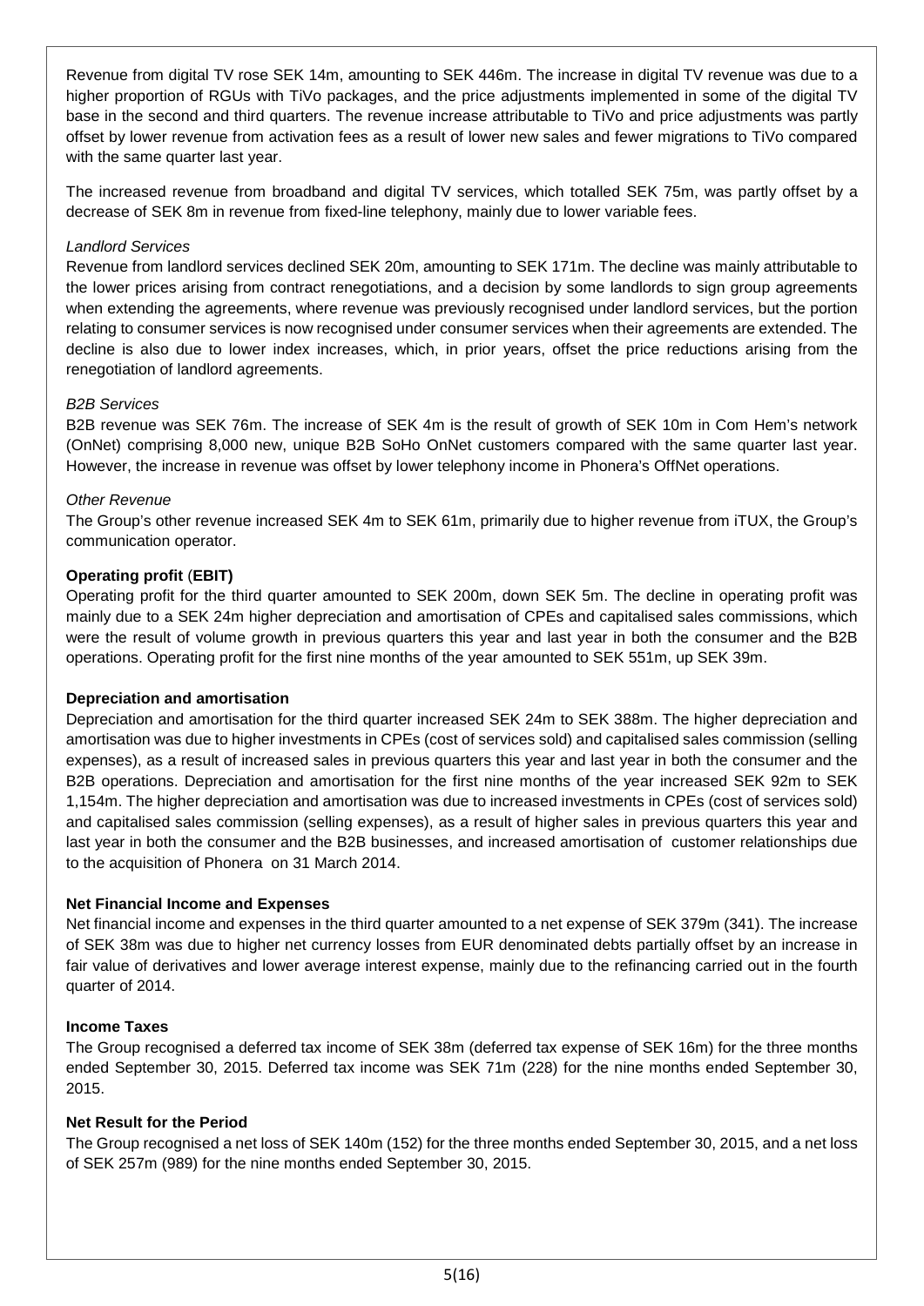Revenue from digital TV rose SEK 14m, amounting to SEK 446m. The increase in digital TV revenue was due to a higher proportion of RGUs with TiVo packages, and the price adjustments implemented in some of the digital TV base in the second and third quarters. The revenue increase attributable to TiVo and price adjustments was partly offset by lower revenue from activation fees as a result of lower new sales and fewer migrations to TiVo compared with the same quarter last year.

The increased revenue from broadband and digital TV services, which totalled SEK 75m, was partly offset by a decrease of SEK 8m in revenue from fixed-line telephony, mainly due to lower variable fees.

*Landlord Services*

Revenue from landlord services declined SEK 20m, amounting to SEK 171m. The decline was mainly attributable to the lower prices arising from contract renegotiations, and a decision by some landlords to sign group agreements when extending the agreements, where revenue was previously recognised under landlord services, but the portion relating to consumer services is now recognised under consumer services when their agreements are extended. The decline is also due to lower index increases, which, in prior years, offset the price reductions arising from the renegotiation of landlord agreements.

*B2B Services*

B2B revenue was SEK 76m. The increase of SEK 4m is the result of growth of SEK 10m in Com Hem's network (OnNet) comprising 8,000 new, unique B2B SoHo OnNet customers compared with the same quarter last year. However, the increase in revenue was offset by lower telephony income in Phonera's OffNet operations.

*Other Revenue*

The Group's other revenue increased SEK 4m to SEK 61m, primarily due to higher revenue from iTUX, the Group's communication operator.

**Operating profit (EBIT)**

Operating profit for the third quarter amounted to SEK 200m, down SEK 5m. The decline in operating profit was mainly due to a SEK 24m higher depreciation and amortisation of CPEs and capitalised sales commissions, which were the result of volume growth in previous quarters this year and last year in both the consumer and the B2B operations. Operating profit for the first nine months of the year amounted to SEK 551m, up SEK 39m.

**Depreciation and amortisation**

Depreciation and amortisation for the third quarter increased SEK 24m to SEK 388m. The higher depreciation and amortisation was due to higher investments in CPEs (cost of services sold) and capitalised sales commission (selling expenses), as a result of increased sales in previous quarters this year and last year in both the consumer and the B2B operations. Depreciation and amortisation for the first nine months of the year increased SEK 92m to SEK 1,154m. The higher depreciation and amortisation was due to increased investments in CPEs (cost of services sold) and capitalised sales commission (selling expenses), as a result of higher sales in previous quarters this year and last year in both the consumer and the B2B businesses, and increased amortisation of customer relationships due to the acquisition of Phonera on 31 March 2014.

**Net Financial Income and Expenses**

Net financial income and expenses in the third quarter amounted to a net expense of SEK 379m (341). The increase of SEK 38m was due to higher net currency losses from EUR denominated debts partially offset by an increase in fair value of derivatives and lower average interest expense, mainly due to the refinancing carried out in the fourth quarter of 2014.

**Income Taxes**

The Group recognised a deferred tax income of SEK 38m (deferred tax expense of SEK 16m) for the three months ended September 30, 2015. Deferred tax income was SEK 71m (228) for the nine months ended September 30, 2015.

**Net Result for the Period**

The Group recognised a net loss of SEK 140m (152) for the three months ended September 30, 2015, and a net loss of SEK 257m (989) for the nine months ended September 30, 2015.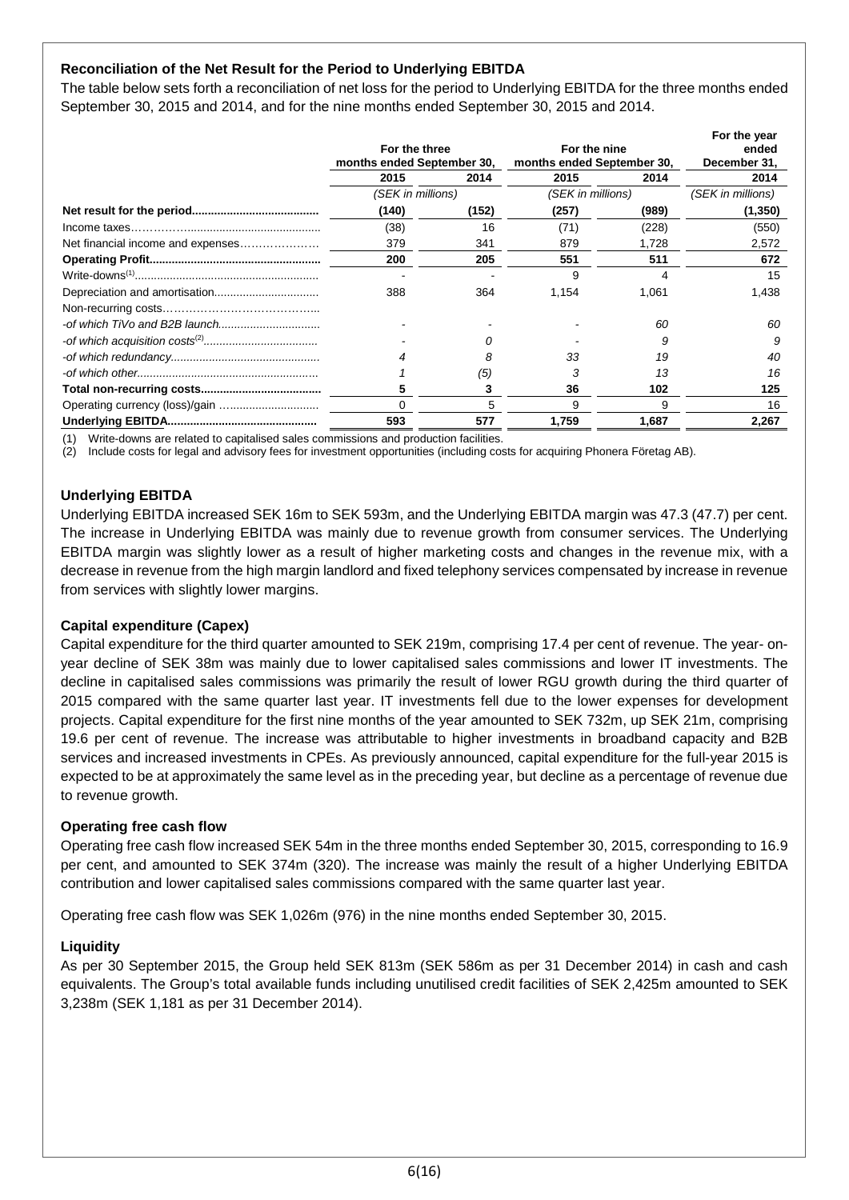### Reconciliation of the Net Result for the Period to Underlying EBITDA

The table below sets forth a reconciliation of net loss for the period to Underlying EBITDA for the three months ended September 30, 2015 and 2014, and for the nine months ended September 30, 2015 and 2014.

| | For the three months ended September 30, | | For the nine months ended September 30, | | For the year ended December 31, |
|---|---|---|---|---|---|
| | 2015 | 2014 | 2015 | 2014 | 2014 |
| | (SEK in millions) | | (SEK in millions) | | (SEK in millions) |
| **Net result for the period** | **(140)** | **(152)** | **(257)** | **(989)** | **(1,350)** |
| Income taxes | (38) | 16 | (71) | (228) | (550) |
| Net financial income and expenses | 379 | 341 | 879 | 1,728 | 2,572 |
| **Operating Profit** | **200** | **205** | **551** | **511** | **672** |
| Write-downs[(1)] | - | - | 9 | 4 | 15 |
| Depreciation and amortisation | 388 | 364 | 1,154 | 1,061 | 1,438 |
| Non-recurring costs | | | | | |
| *-of which TiVo and B2B launch* | - | - | - | *60* | *60* |
| *-of which acquisition costs[(2)]* | - | *0* | - | *9* | *9* |
| *-of which redundancy* | *4* | *8* | *33* | *19* | *40* |
| *-of which other* | *1* | *(5)* | *3* | *13* | *16* |
| **Total non-recurring costs** | **5** | **3** | **36** | **102** | **125** |
| Operating currency (loss)/gain | 0 | 5 | 9 | 9 | 16 |
| **Underlying EBITDA** | **593** | **577** | **1,759** | **1,687** | **2,267** |

(1) Write-downs are related to capitalised sales commissions and production facilities.
(2) Include costs for legal and advisory fees for investment opportunities (including costs for acquiring Phonera Företag AB).

### Underlying EBITDA

Underlying EBITDA increased SEK 16m to SEK 593m, and the Underlying EBITDA margin was 47.3 (47.7) per cent. The increase in Underlying EBITDA was mainly due to revenue growth from consumer services. The Underlying EBITDA margin was slightly lower as a result of higher marketing costs and changes in the revenue mix, with a decrease in revenue from the high margin landlord and fixed telephony services compensated by increase in revenue from services with slightly lower margins.

### Capital expenditure (Capex)

Capital expenditure for the third quarter amounted to SEK 219m, comprising 17.4 per cent of revenue. The year- on-year decline of SEK 38m was mainly due to lower capitalised sales commissions and lower IT investments. The decline in capitalised sales commissions was primarily the result of lower RGU growth during the third quarter of 2015 compared with the same quarter last year. IT investments fell due to the lower expenses for development projects. Capital expenditure for the first nine months of the year amounted to SEK 732m, up SEK 21m, comprising 19.6 per cent of revenue. The increase was attributable to higher investments in broadband capacity and B2B services and increased investments in CPEs. As previously announced, capital expenditure for the full-year 2015 is expected to be at approximately the same level as in the preceding year, but decline as a percentage of revenue due to revenue growth.

### Operating free cash flow

Operating free cash flow increased SEK 54m in the three months ended September 30, 2015, corresponding to 16.9 per cent, and amounted to SEK 374m (320). The increase was mainly the result of a higher Underlying EBITDA contribution and lower capitalised sales commissions compared with the same quarter last year.

Operating free cash flow was SEK 1,026m (976) in the nine months ended September 30, 2015.

### Liquidity

As per 30 September 2015, the Group held SEK 813m (SEK 586m as per 31 December 2014) in cash and cash equivalents. The Group's total available funds including unutilised credit facilities of SEK 2,425m amounted to SEK 3,238m (SEK 1,181 as per 31 December 2014).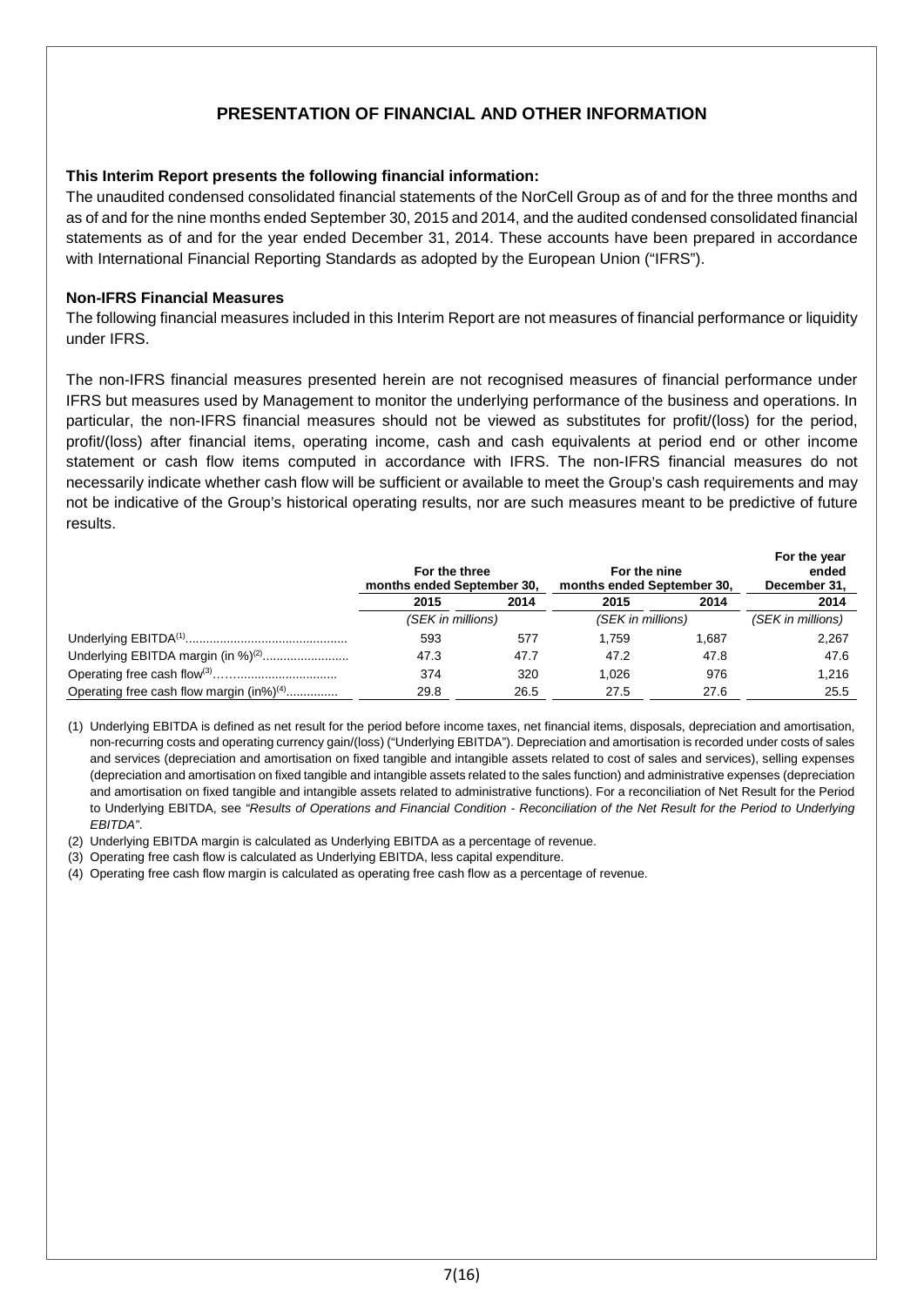## PRESENTATION OF FINANCIAL AND OTHER INFORMATION

**This Interim Report presents the following financial information:**

The unaudited condensed consolidated financial statements of the NorCell Group as of and for the three months and as of and for the nine months ended September 30, 2015 and 2014, and the audited condensed consolidated financial statements as of and for the year ended December 31, 2014. These accounts have been prepared in accordance with International Financial Reporting Standards as adopted by the European Union ("IFRS").

**Non-IFRS Financial Measures**

The following financial measures included in this Interim Report are not measures of financial performance or liquidity under IFRS.

The non-IFRS financial measures presented herein are not recognised measures of financial performance under IFRS but measures used by Management to monitor the underlying performance of the business and operations. In particular, the non-IFRS financial measures should not be viewed as substitutes for profit/(loss) for the period, profit/(loss) after financial items, operating income, cash and cash equivalents at period end or other income statement or cash flow items computed in accordance with IFRS. The non-IFRS financial measures do not necessarily indicate whether cash flow will be sufficient or available to meet the Group's cash requirements and may not be indicative of the Group's historical operating results, nor are such measures meant to be predictive of future results.

| | For the three months ended September 30, | | For the nine months ended September 30, | | For the year ended December 31, |
|---|---|---|---|---|---|
| | 2015 | 2014 | 2015 | 2014 | 2014 |
| | (SEK in millions) | | (SEK in millions) | | (SEK in millions) |
| Underlying EBITDA[(1)] | 593 | 577 | 1,759 | 1,687 | 2,267 |
| Underlying EBITDA margin (in %)[(2)] | 47.3 | 47.7 | 47.2 | 47.8 | 47.6 |
| Operating free cash flow[(3)] | 374 | 320 | 1,026 | 976 | 1,216 |
| Operating free cash flow margin (in%)[(4)] | 29.8 | 26.5 | 27.5 | 27.6 | 25.5 |

(1) Underlying EBITDA is defined as net result for the period before income taxes, net financial items, disposals, depreciation and amortisation, non-recurring costs and operating currency gain/(loss) ("Underlying EBITDA"). Depreciation and amortisation is recorded under costs of sales and services (depreciation and amortisation on fixed tangible and intangible assets related to cost of sales and services), selling expenses (depreciation and amortisation on fixed tangible and intangible assets related to the sales function) and administrative expenses (depreciation and amortisation on fixed tangible and intangible assets related to administrative functions). For a reconciliation of Net Result for the Period to Underlying EBITDA, see *"Results of Operations and Financial Condition - Reconciliation of the Net Result for the Period to Underlying EBITDA"*.

(2) Underlying EBITDA margin is calculated as Underlying EBITDA as a percentage of revenue.

(3) Operating free cash flow is calculated as Underlying EBITDA, less capital expenditure.

(4) Operating free cash flow margin is calculated as operating free cash flow as a percentage of revenue.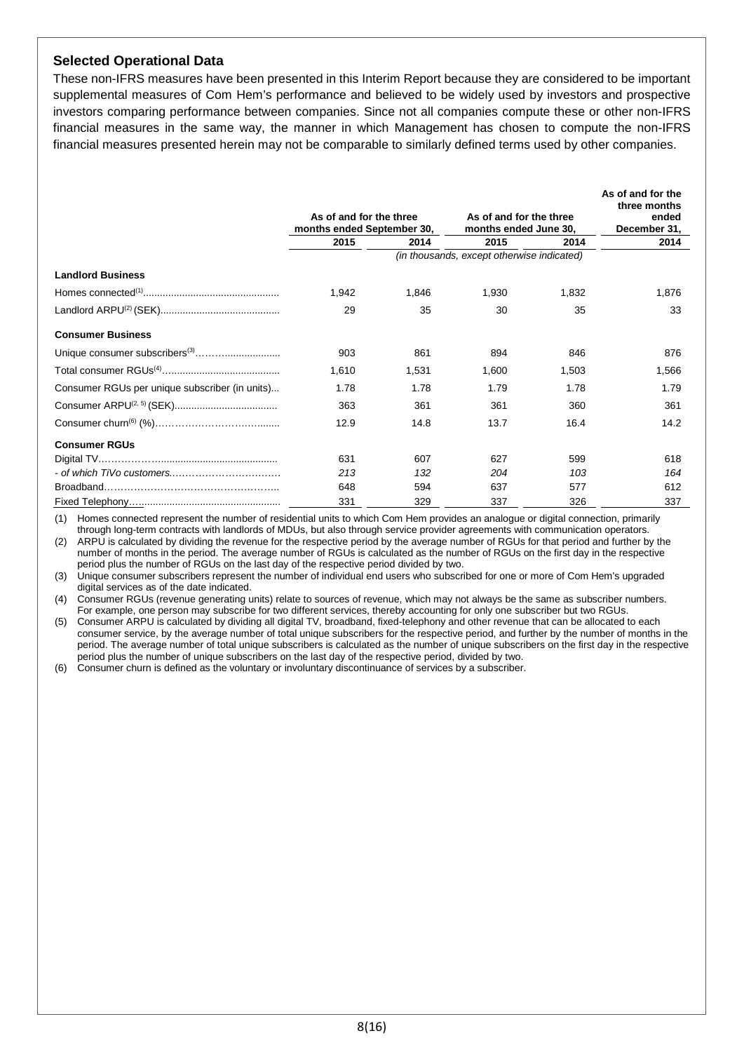### Selected Operational Data

These non-IFRS measures have been presented in this Interim Report because they are considered to be important supplemental measures of Com Hem's performance and believed to be widely used by investors and prospective investors comparing performance between companies. Since not all companies compute these or other non-IFRS financial measures in the same way, the manner in which Management has chosen to compute the non-IFRS financial measures presented herein may not be comparable to similarly defined terms used by other companies.

| | As of and for the three months ended September 30, | | As of and for the three months ended June 30, | | As of and for the three months ended December 31, |
|---|---|---|---|---|---|
| | 2015 | 2014 | 2015 | 2014 | 2014 |
| | *(in thousands, except otherwise indicated)* | | | | |
| **Landlord Business** | | | | | |
| Homes connected[(1)] | 1,942 | 1,846 | 1,930 | 1,832 | 1,876 |
| Landlord ARPU[(2)] (SEK) | 29 | 35 | 30 | 35 | 33 |
| **Consumer Business** | | | | | |
| Unique consumer subscribers[(3)] | 903 | 861 | 894 | 846 | 876 |
| Total consumer RGUs[(4)] | 1,610 | 1,531 | 1,600 | 1,503 | 1,566 |
| Consumer RGUs per unique subscriber (in units) | 1.78 | 1.78 | 1.79 | 1.78 | 1.79 |
| Consumer ARPU[(2, 5)] (SEK) | 363 | 361 | 361 | 360 | 361 |
| Consumer churn[(6)] (%) | 12.9 | 14.8 | 13.7 | 16.4 | 14.2 |
| **Consumer RGUs** | | | | | |
| Digital TV | 631 | 607 | 627 | 599 | 618 |
| *- of which TiVo customers* | *213* | *132* | *204* | *103* | *164* |
| Broadband | 648 | 594 | 637 | 577 | 612 |
| Fixed Telephony | 331 | 329 | 337 | 326 | 337 |

(1) Homes connected represent the number of residential units to which Com Hem provides an analogue or digital connection, primarily through long-term contracts with landlords of MDUs, but also through service provider agreements with communication operators.

(2) ARPU is calculated by dividing the revenue for the respective period by the average number of RGUs for that period and further by the number of months in the period. The average number of RGUs is calculated as the number of RGUs on the first day in the respective period plus the number of RGUs on the last day of the respective period divided by two.

(3) Unique consumer subscribers represent the number of individual end users who subscribed for one or more of Com Hem's upgraded digital services as of the date indicated.

(4) Consumer RGUs (revenue generating units) relate to sources of revenue, which may not always be the same as subscriber numbers. For example, one person may subscribe for two different services, thereby accounting for only one subscriber but two RGUs.

(5) Consumer ARPU is calculated by dividing all digital TV, broadband, fixed-telephony and other revenue that can be allocated to each consumer service, by the average number of total unique subscribers for the respective period, and further by the number of months in the period. The average number of total unique subscribers is calculated as the number of unique subscribers on the first day in the respective period plus the number of unique subscribers on the last day of the respective period, divided by two.

(6) Consumer churn is defined as the voluntary or involuntary discontinuance of services by a subscriber.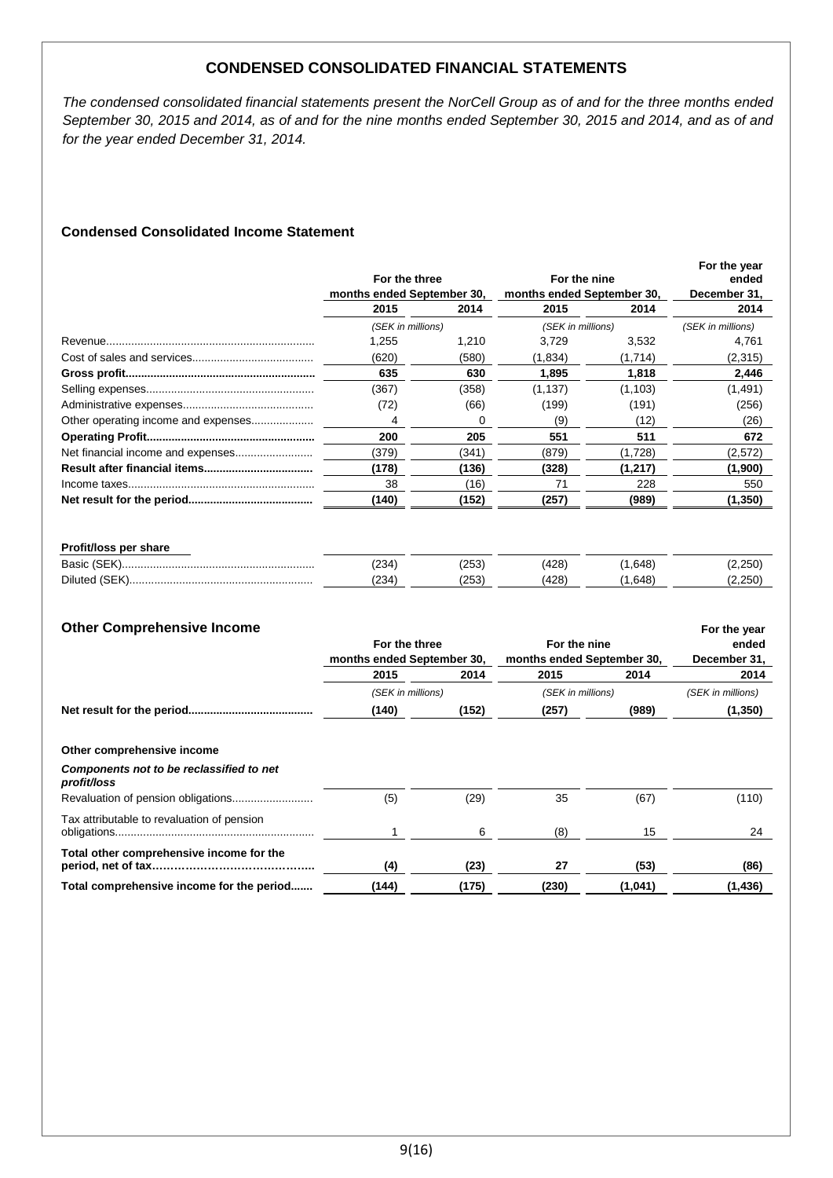## CONDENSED CONSOLIDATED FINANCIAL STATEMENTS

*The condensed consolidated financial statements present the NorCell Group as of and for the three months ended September 30, 2015 and 2014, as of and for the nine months ended September 30, 2015 and 2014, and as of and for the year ended December 31, 2014.*

### Condensed Consolidated Income Statement

| | For the three months ended September 30, | | For the nine months ended September 30, | | For the year ended December 31, |
|---|---|---|---|---|---|
| | 2015 | 2014 | 2015 | 2014 | 2014 |
| | (SEK in millions) | | (SEK in millions) | | (SEK in millions) |
| Revenue | 1,255 | 1,210 | 3,729 | 3,532 | 4,761 |
| Cost of sales and services | (620) | (580) | (1,834) | (1,714) | (2,315) |
| **Gross profit** | **635** | **630** | **1,895** | **1,818** | **2,446** |
| Selling expenses | (367) | (358) | (1,137) | (1,103) | (1,491) |
| Administrative expenses | (72) | (66) | (199) | (191) | (256) |
| Other operating income and expenses | 4 | 0 | (9) | (12) | (26) |
| **Operating Profit** | **200** | **205** | **551** | **511** | **672** |
| Net financial income and expenses | (379) | (341) | (879) | (1,728) | (2,572) |
| **Result after financial items** | **(178)** | **(136)** | **(328)** | **(1,217)** | **(1,900)** |
| Income taxes | 38 | (16) | 71 | 228 | 550 |
| **Net result for the period** | **(140)** | **(152)** | **(257)** | **(989)** | **(1,350)** |
| | | | | | |
| **Profit/loss per share** | | | | | |
| Basic (SEK) | (234) | (253) | (428) | (1,648) | (2,250) |
| Diluted (SEK) | (234) | (253) | (428) | (1,648) | (2,250) |

### Other Comprehensive Income

| | For the three months ended September 30, | | For the nine months ended September 30, | | For the year ended December 31, |
|---|---|---|---|---|---|
| | 2015 | 2014 | 2015 | 2014 | 2014 |
| | (SEK in millions) | | (SEK in millions) | | (SEK in millions) |
| **Net result for the period** | **(140)** | **(152)** | **(257)** | **(989)** | **(1,350)** |
| | | | | | |
| **Other comprehensive income** | | | | | |
| ***Components not to be reclassified to net profit/loss*** | | | | | |
| Revaluation of pension obligations | (5) | (29) | 35 | (67) | (110) |
| Tax attributable to revaluation of pension obligations | 1 | 6 | (8) | 15 | 24 |
| **Total other comprehensive income for the period, net of tax** | **(4)** | **(23)** | **27** | **(53)** | **(86)** |
| **Total comprehensive income for the period** | **(144)** | **(175)** | **(230)** | **(1,041)** | **(1,436)** |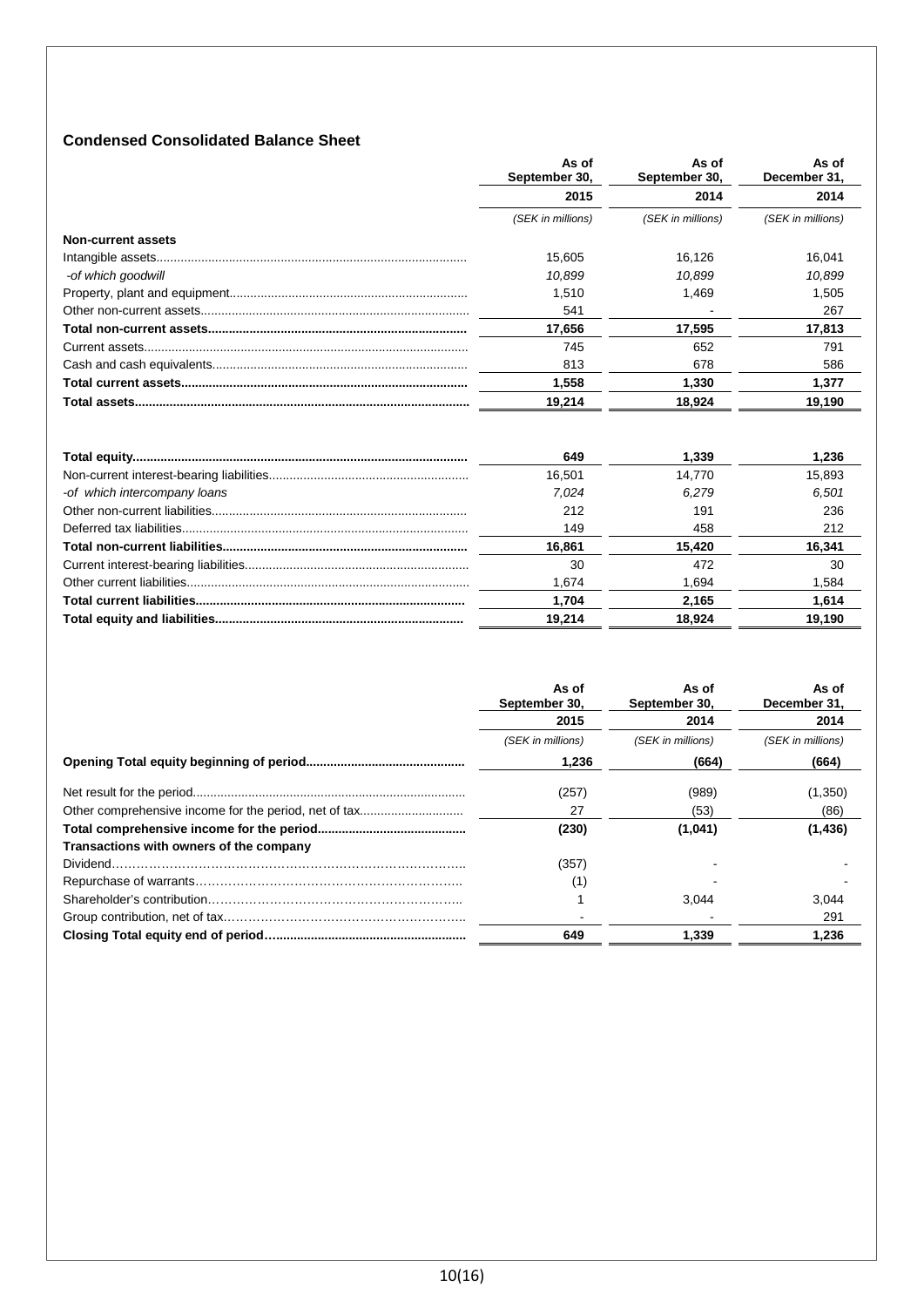### Condensed Consolidated Balance Sheet

| | As of September 30, 2015 | As of September 30, 2014 | As of December 31, 2014 |
|---|---|---|---|
| | (SEK in millions) | (SEK in millions) | (SEK in millions) |
| **Non-current assets** | | | |
| Intangible assets | 15,605 | 16,126 | 16,041 |
| *-of which goodwill* | *10,899* | *10,899* | *10,899* |
| Property, plant and equipment | 1,510 | 1,469 | 1,505 |
| Other non-current assets | 541 | - | 267 |
| **Total non-current assets** | **17,656** | **17,595** | **17,813** |
| Current assets | 745 | 652 | 791 |
| Cash and cash equivalents | 813 | 678 | 586 |
| **Total current assets** | **1,558** | **1,330** | **1,377** |
| **Total assets** | **19,214** | **18,924** | **19,190** |
| | | | |
| **Total equity** | **649** | **1,339** | **1,236** |
| Non-current interest-bearing liabilities | 16,501 | 14,770 | 15,893 |
| *-of which intercompany loans* | *7,024* | *6,279* | *6,501* |
| Other non-current liabilities | 212 | 191 | 236 |
| Deferred tax liabilities | 149 | 458 | 212 |
| **Total non-current liabilities** | **16,861** | **15,420** | **16,341** |
| Current interest-bearing liabilities | 30 | 472 | 30 |
| Other current liabilities | 1,674 | 1,694 | 1,584 |
| **Total current liabilities** | **1,704** | **2,165** | **1,614** |
| **Total equity and liabilities** | **19,214** | **18,924** | **19,190** |

| | As of September 30, 2015 | As of September 30, 2014 | As of December 31, 2014 |
|---|---|---|---|
| | (SEK in millions) | (SEK in millions) | (SEK in millions) |
| **Opening Total equity beginning of period** | **1,236** | **(664)** | **(664)** |
| Net result for the period | (257) | (989) | (1,350) |
| Other comprehensive income for the period, net of tax | 27 | (53) | (86) |
| **Total comprehensive income for the period** | **(230)** | **(1,041)** | **(1,436)** |
| **Transactions with owners of the company** | | | |
| Dividend | (357) | - | - |
| Repurchase of warrants | (1) | - | - |
| Shareholder's contribution | 1 | 3,044 | 3,044 |
| Group contribution, net of tax | - | - | 291 |
| **Closing Total equity end of period** | **649** | **1,339** | **1,236** |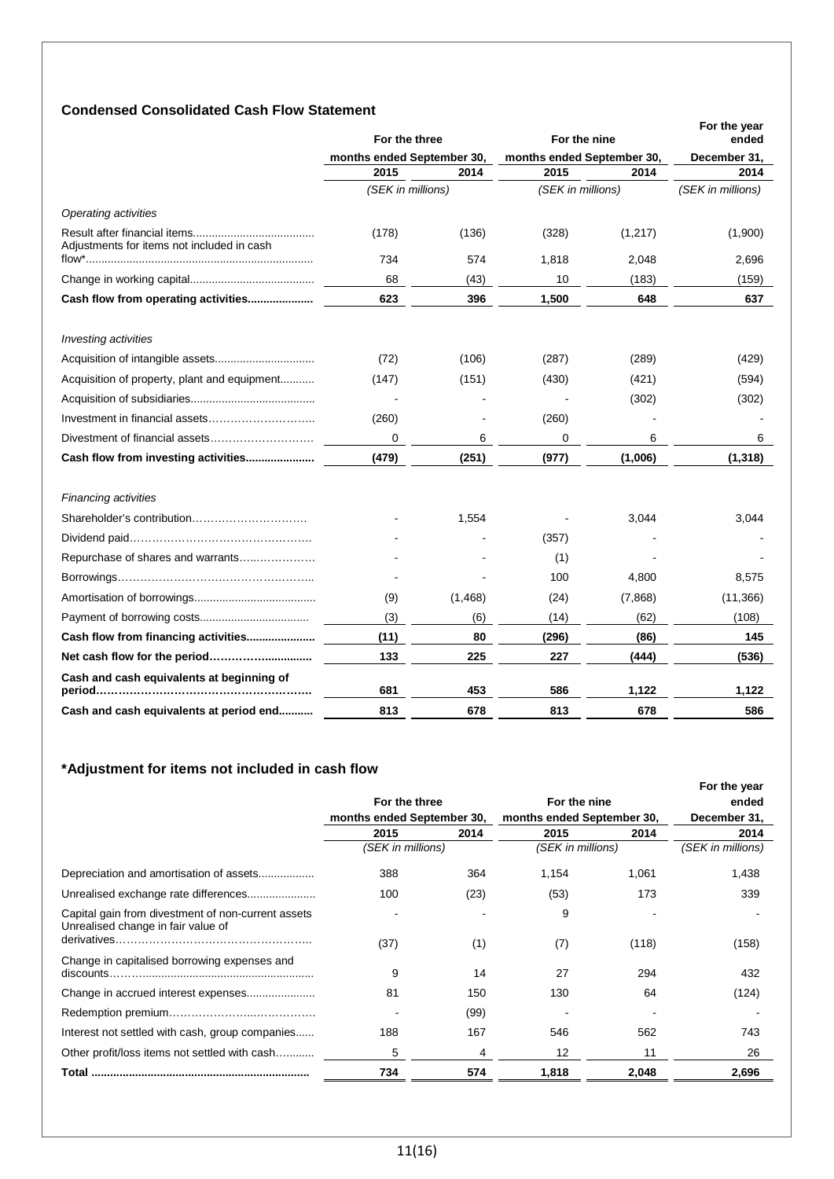## Condensed Consolidated Cash Flow Statement

| | For the three months ended September 30, | | For the nine months ended September 30, | | For the year ended December 31, |
|---|---|---|---|---|---|
| | 2015 | 2014 | 2015 | 2014 | 2014 |
| | (SEK in millions) | | (SEK in millions) | | (SEK in millions) |
| *Operating activities* | | | | | |
| Result after financial items | (178) | (136) | (328) | (1,217) | (1,900) |
| Adjustments for items not included in cash flow* | 734 | 574 | 1,818 | 2,048 | 2,696 |
| Change in working capital | 68 | (43) | 10 | (183) | (159) |
| **Cash flow from operating activities** | **623** | **396** | **1,500** | **648** | **637** |
| *Investing activities* | | | | | |
| Acquisition of intangible assets | (72) | (106) | (287) | (289) | (429) |
| Acquisition of property, plant and equipment | (147) | (151) | (430) | (421) | (594) |
| Acquisition of subsidiaries | - | - | - | (302) | (302) |
| Investment in financial assets | (260) | - | (260) | - | - |
| Divestment of financial assets | 0 | 6 | 0 | 6 | 6 |
| **Cash flow from investing activities** | **(479)** | **(251)** | **(977)** | **(1,006)** | **(1,318)** |
| *Financing activities* | | | | | |
| Shareholder's contribution | - | 1,554 | - | 3,044 | 3,044 |
| Dividend paid | - | - | (357) | - | - |
| Repurchase of shares and warrants | - | - | (1) | - | - |
| Borrowings | - | - | 100 | 4,800 | 8,575 |
| Amortisation of borrowings | (9) | (1,468) | (24) | (7,868) | (11,366) |
| Payment of borrowing costs | (3) | (6) | (14) | (62) | (108) |
| **Cash flow from financing activities** | **(11)** | **80** | **(296)** | **(86)** | **145** |
| **Net cash flow for the period** | **133** | **225** | **227** | **(444)** | **(536)** |
| **Cash and cash equivalents at beginning of period** | **681** | **453** | **586** | **1,122** | **1,122** |
| **Cash and cash equivalents at period end** | **813** | **678** | **813** | **678** | **586** |

## *Adjustment for items not included in cash flow

| | For the three months ended September 30, | | For the nine months ended September 30, | | For the year ended December 31, |
|---|---|---|---|---|---|
| | 2015 | 2014 | 2015 | 2014 | 2014 |
| | (SEK in millions) | | (SEK in millions) | | (SEK in millions) |
| Depreciation and amortisation of assets | 388 | 364 | 1,154 | 1,061 | 1,438 |
| Unrealised exchange rate differences | 100 | (23) | (53) | 173 | 339 |
| Capital gain from divestment of non-current assets | - | - | 9 | - | - |
| Unrealised change in fair value of derivatives | (37) | (1) | (7) | (118) | (158) |
| Change in capitalised borrowing expenses and discounts | 9 | 14 | 27 | 294 | 432 |
| Change in accrued interest expenses | 81 | 150 | 130 | 64 | (124) |
| Redemption premium | - | (99) | - | - | - |
| Interest not settled with cash, group companies | 188 | 167 | 546 | 562 | 743 |
| Other profit/loss items not settled with cash | 5 | 4 | 12 | 11 | 26 |
| **Total** | **734** | **574** | **1,818** | **2,048** | **2,696** |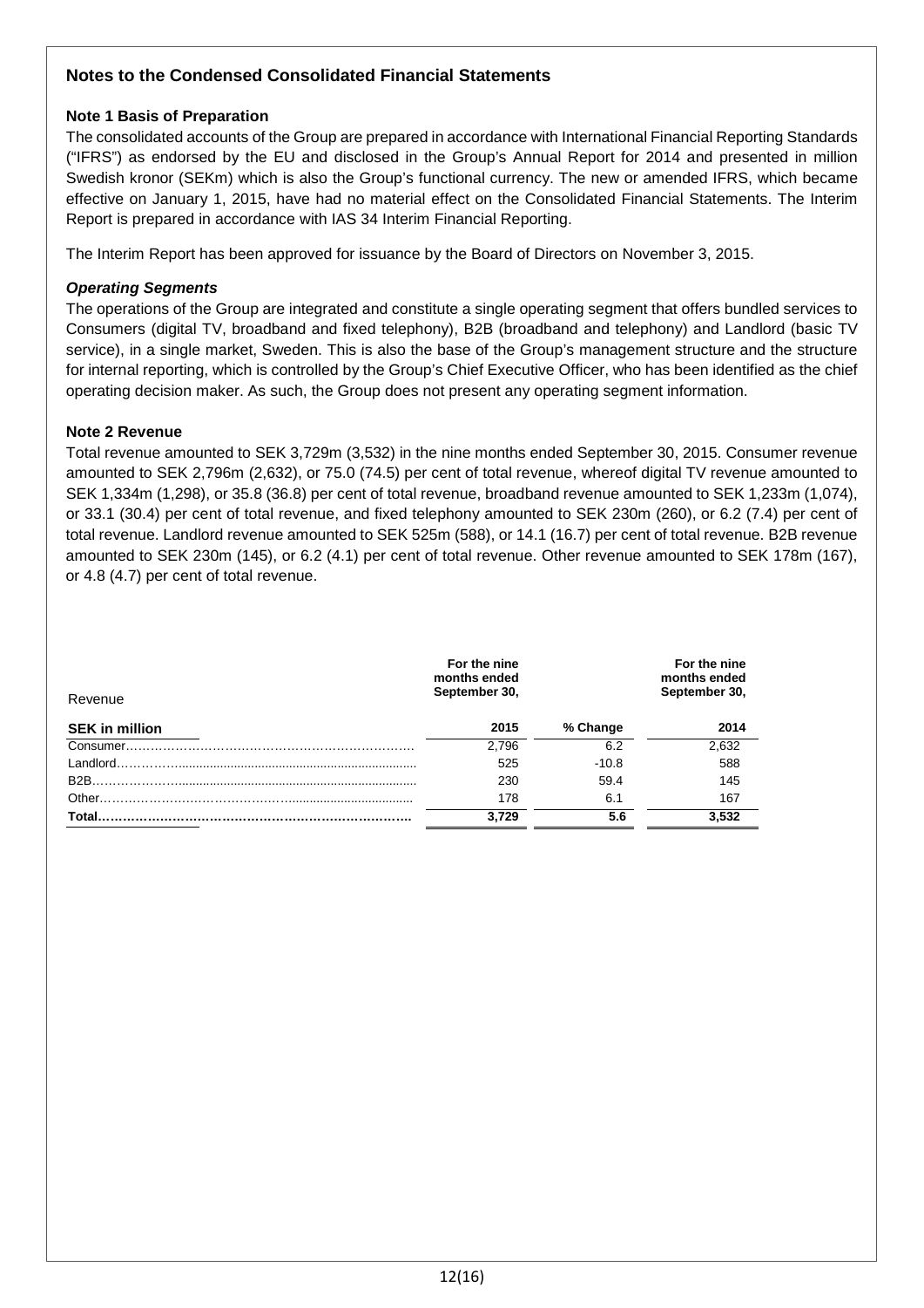## Notes to the Condensed Consolidated Financial Statements

### Note 1 Basis of Preparation

The consolidated accounts of the Group are prepared in accordance with International Financial Reporting Standards ("IFRS") as endorsed by the EU and disclosed in the Group's Annual Report for 2014 and presented in million Swedish kronor (SEKm) which is also the Group's functional currency. The new or amended IFRS, which became effective on January 1, 2015, have had no material effect on the Consolidated Financial Statements. The Interim Report is prepared in accordance with IAS 34 Interim Financial Reporting.

The Interim Report has been approved for issuance by the Board of Directors on November 3, 2015.

#### *Operating Segments*

The operations of the Group are integrated and constitute a single operating segment that offers bundled services to Consumers (digital TV, broadband and fixed telephony), B2B (broadband and telephony) and Landlord (basic TV service), in a single market, Sweden. This is also the base of the Group's management structure and the structure for internal reporting, which is controlled by the Group's Chief Executive Officer, who has been identified as the chief operating decision maker. As such, the Group does not present any operating segment information.

### Note 2 Revenue

Total revenue amounted to SEK 3,729m (3,532) in the nine months ended September 30, 2015. Consumer revenue amounted to SEK 2,796m (2,632), or 75.0 (74.5) per cent of total revenue, whereof digital TV revenue amounted to SEK 1,334m (1,298), or 35.8 (36.8) per cent of total revenue, broadband revenue amounted to SEK 1,233m (1,074), or 33.1 (30.4) per cent of total revenue, and fixed telephony amounted to SEK 230m (260), or 6.2 (7.4) per cent of total revenue. Landlord revenue amounted to SEK 525m (588), or 14.1 (16.7) per cent of total revenue. B2B revenue amounted to SEK 230m (145), or 6.2 (4.1) per cent of total revenue. Other revenue amounted to SEK 178m (167), or 4.8 (4.7) per cent of total revenue.

| Revenue | For the nine months ended September 30, | | For the nine months ended September 30, |
|---|---|---|---|
| **SEK in million** | **2015** | **% Change** | **2014** |
| Consumer | 2,796 | 6.2 | 2,632 |
| Landlord | 525 | -10.8 | 588 |
| B2B | 230 | 59.4 | 145 |
| Other | 178 | 6.1 | 167 |
| **Total** | **3,729** | **5.6** | **3,532** |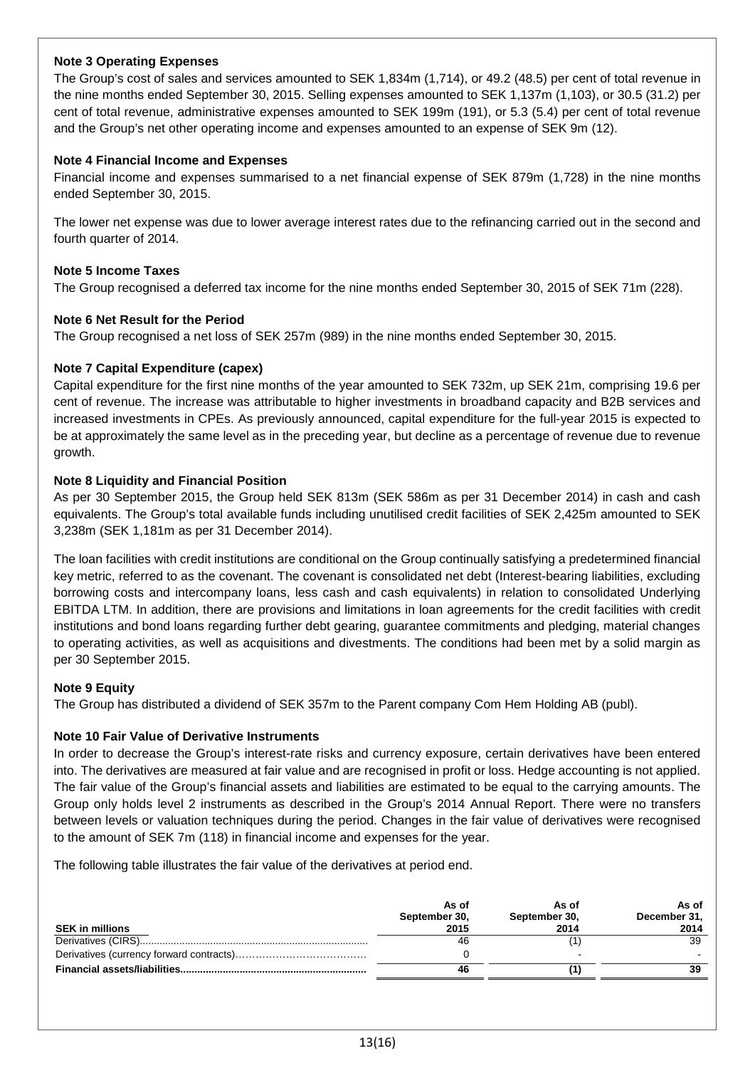**Note 3 Operating Expenses**

The Group's cost of sales and services amounted to SEK 1,834m (1,714), or 49.2 (48.5) per cent of total revenue in the nine months ended September 30, 2015. Selling expenses amounted to SEK 1,137m (1,103), or 30.5 (31.2) per cent of total revenue, administrative expenses amounted to SEK 199m (191), or 5.3 (5.4) per cent of total revenue and the Group's net other operating income and expenses amounted to an expense of SEK 9m (12).

**Note 4 Financial Income and Expenses**

Financial income and expenses summarised to a net financial expense of SEK 879m (1,728) in the nine months ended September 30, 2015.

The lower net expense was due to lower average interest rates due to the refinancing carried out in the second and fourth quarter of 2014.

**Note 5 Income Taxes**

The Group recognised a deferred tax income for the nine months ended September 30, 2015 of SEK 71m (228).

**Note 6 Net Result for the Period**

The Group recognised a net loss of SEK 257m (989) in the nine months ended September 30, 2015.

**Note 7 Capital Expenditure (capex)**

Capital expenditure for the first nine months of the year amounted to SEK 732m, up SEK 21m, comprising 19.6 per cent of revenue. The increase was attributable to higher investments in broadband capacity and B2B services and increased investments in CPEs. As previously announced, capital expenditure for the full-year 2015 is expected to be at approximately the same level as in the preceding year, but decline as a percentage of revenue due to revenue growth.

**Note 8 Liquidity and Financial Position**

As per 30 September 2015, the Group held SEK 813m (SEK 586m as per 31 December 2014) in cash and cash equivalents. The Group's total available funds including unutilised credit facilities of SEK 2,425m amounted to SEK 3,238m (SEK 1,181m as per 31 December 2014).

The loan facilities with credit institutions are conditional on the Group continually satisfying a predetermined financial key metric, referred to as the covenant. The covenant is consolidated net debt (Interest-bearing liabilities, excluding borrowing costs and intercompany loans, less cash and cash equivalents) in relation to consolidated Underlying EBITDA LTM. In addition, there are provisions and limitations in loan agreements for the credit facilities with credit institutions and bond loans regarding further debt gearing, guarantee commitments and pledging, material changes to operating activities, as well as acquisitions and divestments. The conditions had been met by a solid margin as per 30 September 2015.

**Note 9 Equity**

The Group has distributed a dividend of SEK 357m to the Parent company Com Hem Holding AB (publ).

**Note 10 Fair Value of Derivative Instruments**

In order to decrease the Group's interest-rate risks and currency exposure, certain derivatives have been entered into. The derivatives are measured at fair value and are recognised in profit or loss. Hedge accounting is not applied. The fair value of the Group's financial assets and liabilities are estimated to be equal to the carrying amounts. The Group only holds level 2 instruments as described in the Group's 2014 Annual Report. There were no transfers between levels or valuation techniques during the period. Changes in the fair value of derivatives were recognised to the amount of SEK 7m (118) in financial income and expenses for the year.

The following table illustrates the fair value of the derivatives at period end.

| SEK in millions | As of September 30, 2015 | As of September 30, 2014 | As of December 31, 2014 |
|---|---|---|---|
| Derivatives (CIRS) | 46 | (1) | 39 |
| Derivatives (currency forward contracts) | 0 | - | - |
| **Financial assets/liabilities** | **46** | **(1)** | **39** |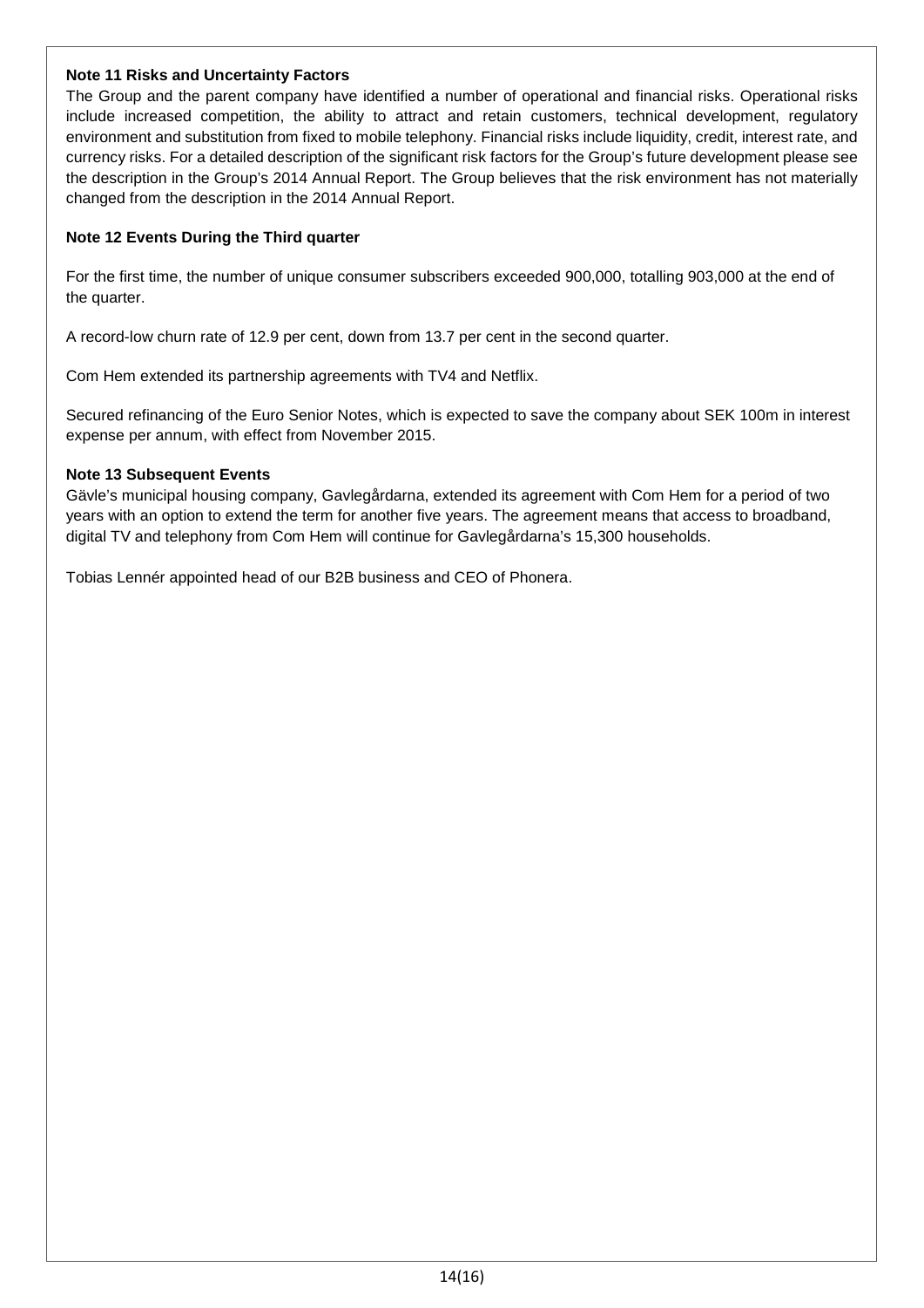**Note 11 Risks and Uncertainty Factors**

The Group and the parent company have identified a number of operational and financial risks. Operational risks include increased competition, the ability to attract and retain customers, technical development, regulatory environment and substitution from fixed to mobile telephony. Financial risks include liquidity, credit, interest rate, and currency risks. For a detailed description of the significant risk factors for the Group's future development please see the description in the Group's 2014 Annual Report. The Group believes that the risk environment has not materially changed from the description in the 2014 Annual Report.

**Note 12 Events During the Third quarter**

For the first time, the number of unique consumer subscribers exceeded 900,000, totalling 903,000 at the end of the quarter.

A record-low churn rate of 12.9 per cent, down from 13.7 per cent in the second quarter.

Com Hem extended its partnership agreements with TV4 and Netflix.

Secured refinancing of the Euro Senior Notes, which is expected to save the company about SEK 100m in interest expense per annum, with effect from November 2015.

**Note 13 Subsequent Events**

Gävle's municipal housing company, Gavlegårdarna, extended its agreement with Com Hem for a period of two years with an option to extend the term for another five years. The agreement means that access to broadband, digital TV and telephony from Com Hem will continue for Gavlegårdarna's 15,300 households.

Tobias Lennér appointed head of our B2B business and CEO of Phonera.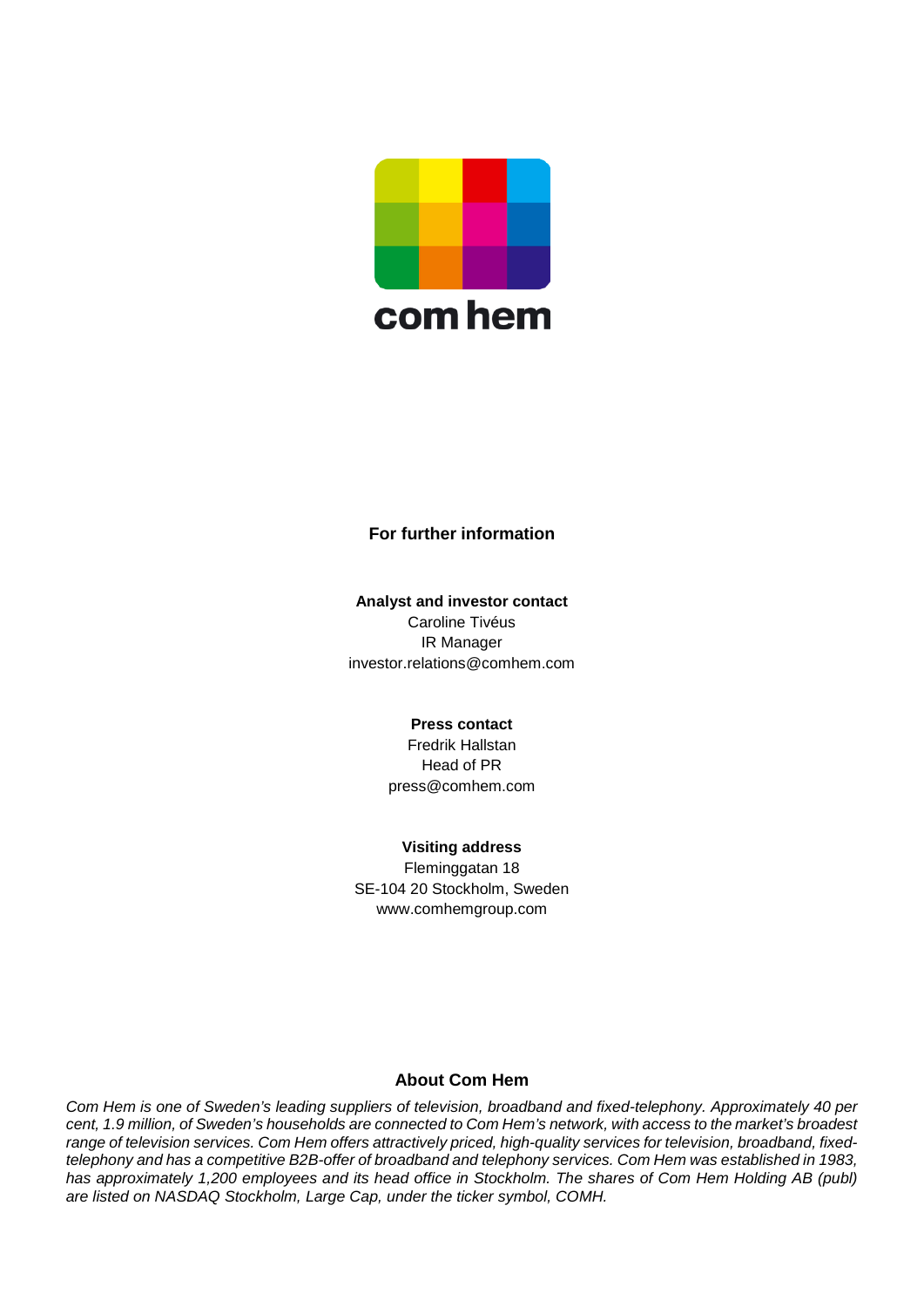com hem

## For further information

**Analyst and investor contact**
Caroline Tivéus
IR Manager
investor.relations@comhem.com

**Press contact**
Fredrik Hallstan
Head of PR
press@comhem.com

**Visiting address**
Fleminggatan 18
SE-104 20 Stockholm, Sweden
www.comhemgroup.com

## About Com Hem

*Com Hem is one of Sweden's leading suppliers of television, broadband and fixed-telephony. Approximately 40 per cent, 1.9 million, of Sweden's households are connected to Com Hem's network, with access to the market's broadest range of television services. Com Hem offers attractively priced, high-quality services for television, broadband, fixed-telephony and has a competitive B2B-offer of broadband and telephony services. Com Hem was established in 1983, has approximately 1,200 employees and its head office in Stockholm. The shares of Com Hem Holding AB (publ) are listed on NASDAQ Stockholm, Large Cap, under the ticker symbol, COMH.*